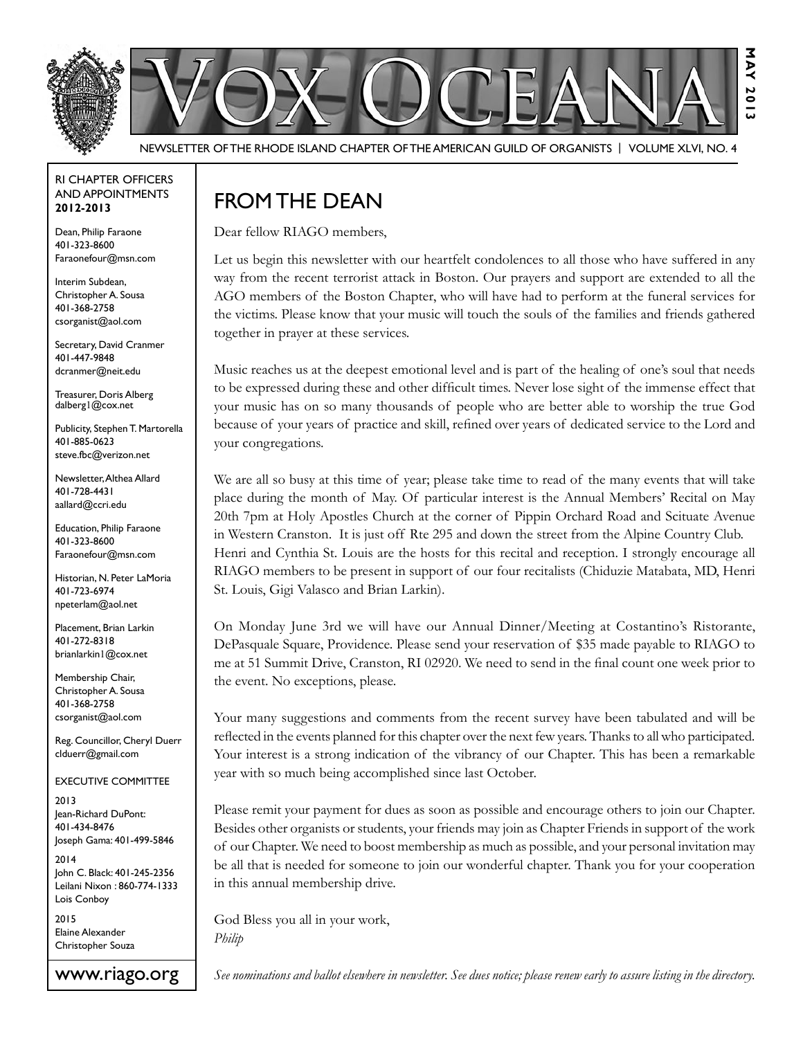# Vox Oceana

NEWSLETTER OF THE RHODE ISLAND CHAPTER OF THE AMERICAN GUILD OF ORGANISTS | VOLUME XLVI, NO. 4

MAY 2013

RI CHAPTER OFFICERS AND APPOINTMENTS **2012-2013**

Dean, Philip Faraone
401-323-8600
Faraonefour@msn.com

Interim Subdean, Christopher A. Sousa
401-368-2758
csorganist@aol.com

Secretary, David Cranmer
401-447-9848
dcranmer@neit.edu

Treasurer, Doris Alberg
dalberg1@cox.net

Publicity, Stephen T. Martorella
401-885-0623
steve.fbc@verizon.net

Newsletter, Althea Allard
401-728-4431
aallard@ccri.edu

Education, Philip Faraone
401-323-8600
Faraonefour@msn.com

Historian, N. Peter LaMoria
401-723-6974
npeterlam@aol.net

Placement, Brian Larkin
401-272-8318
brianlarkin1@cox.net

Membership Chair, Christopher A. Sousa
401-368-2758
csorganist@aol.com

Reg. Councillor, Cheryl Duerr
clduerr@gmail.com

EXECUTIVE COMMITTEE

2013
Jean-Richard DuPont: 401-434-8476
Joseph Gama: 401-499-5846

2014
John C. Black: 401-245-2356
Leilani Nixon : 860-774-1333
Lois Conboy

2015
Elaine Alexander
Christopher Souza

www.riago.org

## FROM THE DEAN

Dear fellow RIAGO members,

Let us begin this newsletter with our heartfelt condolences to all those who have suffered in any way from the recent terrorist attack in Boston. Our prayers and support are extended to all the AGO members of the Boston Chapter, who will have had to perform at the funeral services for the victims. Please know that your music will touch the souls of the families and friends gathered together in prayer at these services.

Music reaches us at the deepest emotional level and is part of the healing of one's soul that needs to be expressed during these and other difficult times. Never lose sight of the immense effect that your music has on so many thousands of people who are better able to worship the true God because of your years of practice and skill, refined over years of dedicated service to the Lord and your congregations.

We are all so busy at this time of year; please take time to read of the many events that will take place during the month of May. Of particular interest is the Annual Members' Recital on May 20th 7pm at Holy Apostles Church at the corner of Pippin Orchard Road and Scituate Avenue in Western Cranston. It is just off Rte 295 and down the street from the Alpine Country Club. Henri and Cynthia St. Louis are the hosts for this recital and reception. I strongly encourage all RIAGO members to be present in support of our four recitalists (Chiduzie Matabata, MD, Henri St. Louis, Gigi Valasco and Brian Larkin).

On Monday June 3rd we will have our Annual Dinner/Meeting at Costantino's Ristorante, DePasquale Square, Providence. Please send your reservation of $35 made payable to RIAGO to me at 51 Summit Drive, Cranston, RI 02920. We need to send in the final count one week prior to the event. No exceptions, please.

Your many suggestions and comments from the recent survey have been tabulated and will be reflected in the events planned for this chapter over the next few years. Thanks to all who participated. Your interest is a strong indication of the vibrancy of our Chapter. This has been a remarkable year with so much being accomplished since last October.

Please remit your payment for dues as soon as possible and encourage others to join our Chapter. Besides other organists or students, your friends may join as Chapter Friends in support of the work of our Chapter. We need to boost membership as much as possible, and your personal invitation may be all that is needed for someone to join our wonderful chapter. Thank you for your cooperation in this annual membership drive.

God Bless you all in your work,
*Philip*

*See nominations and ballot elsewhere in newsletter. See dues notice; please renew early to assure listing in the directory.*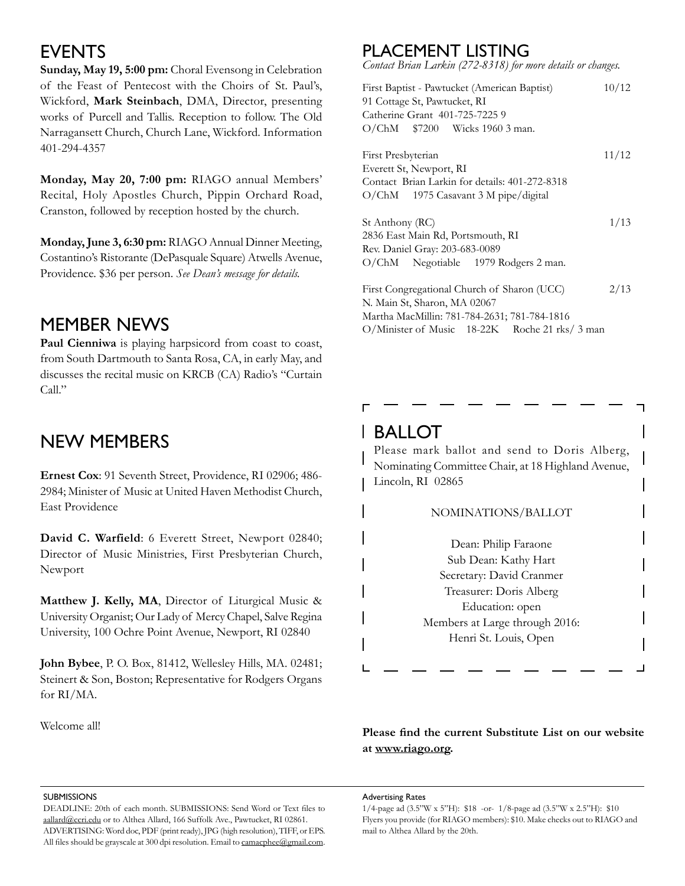## EVENTS

**Sunday, May 19, 5:00 pm:** Choral Evensong in Celebration of the Feast of Pentecost with the Choirs of St. Paul's, Wickford, **Mark Steinbach**, DMA, Director, presenting works of Purcell and Tallis. Reception to follow. The Old Narragansett Church, Church Lane, Wickford. Information 401-294-4357

**Monday, May 20, 7:00 pm:** RIAGO annual Members' Recital, Holy Apostles Church, Pippin Orchard Road, Cranston, followed by reception hosted by the church.

**Monday, June 3, 6:30 pm:** RIAGO Annual Dinner Meeting, Costantino's Ristorante (DePasquale Square) Atwells Avenue, Providence. $36 per person. *See Dean's message for details.*

## MEMBER NEWS

**Paul Cienniwa** is playing harpsicord from coast to coast, from South Dartmouth to Santa Rosa, CA, in early May, and discusses the recital music on KRCB (CA) Radio's "Curtain Call."

## NEW MEMBERS

**Ernest Cox**: 91 Seventh Street, Providence, RI 02906; 486-2984; Minister of Music at United Haven Methodist Church, East Providence

**David C. Warfield**: 6 Everett Street, Newport 02840; Director of Music Ministries, First Presbyterian Church, Newport

**Matthew J. Kelly, MA**, Director of Liturgical Music & University Organist; Our Lady of Mercy Chapel, Salve Regina University, 100 Ochre Point Avenue, Newport, RI 02840

**John Bybee**, P. O. Box, 81412, Wellesley Hills, MA. 02481; Steinert & Son, Boston; Representative for Rodgers Organs for RI/MA.

Welcome all!

## PLACEMENT LISTING

*Contact Brian Larkin (272-8318) for more details or changes.*

First Baptist - Pawtucket (American Baptist) 10/12
91 Cottage St, Pawtucket, RI
Catherine Grant 401-725-7225 9
O/ChM $7200 Wicks 1960 3 man.

First Presbyterian 11/12
Everett St, Newport, RI
Contact Brian Larkin for details: 401-272-8318
O/ChM 1975 Casavant 3 M pipe/digital

St Anthony (RC) 1/13
2836 East Main Rd, Portsmouth, RI
Rev. Daniel Gray: 203-683-0089
O/ChM Negotiable 1979 Rodgers 2 man.

First Congregational Church of Sharon (UCC) 2/13
N. Main St, Sharon, MA 02067
Martha MacMillin: 781-784-2631; 781-784-1816
O/Minister of Music 18-22K Roche 21 rks/ 3 man

## BALLOT

Please mark ballot and send to Doris Alberg, Nominating Committee Chair, at 18 Highland Avenue, Lincoln, RI 02865

NOMINATIONS/BALLOT

Dean: Philip Faraone
Sub Dean: Kathy Hart
Secretary: David Cranmer
Treasurer: Doris Alberg
Education: open
Members at Large through 2016:
Henri St. Louis, Open

**Please find the current Substitute List on our website at www.riago.org.**

SUBMISSIONS

DEADLINE: 20th of each month. SUBMISSIONS: Send Word or Text files to aallard@ccri.edu or to Althea Allard, 166 Suffolk Ave., Pawtucket, RI 02861. ADVERTISING: Word doc, PDF (print ready), JPG (high resolution), TIFF, or EPS. All files should be grayscale at 300 dpi resolution. Email to camacphee@gmail.com.

Advertising Rates

1/4-page ad (3.5"W x 5"H): $18 -or- 1/8-page ad (3.5"W x 2.5"H): $10
Flyers you provide (for RIAGO members): $10. Make checks out to RIAGO and mail to Althea Allard by the 20th.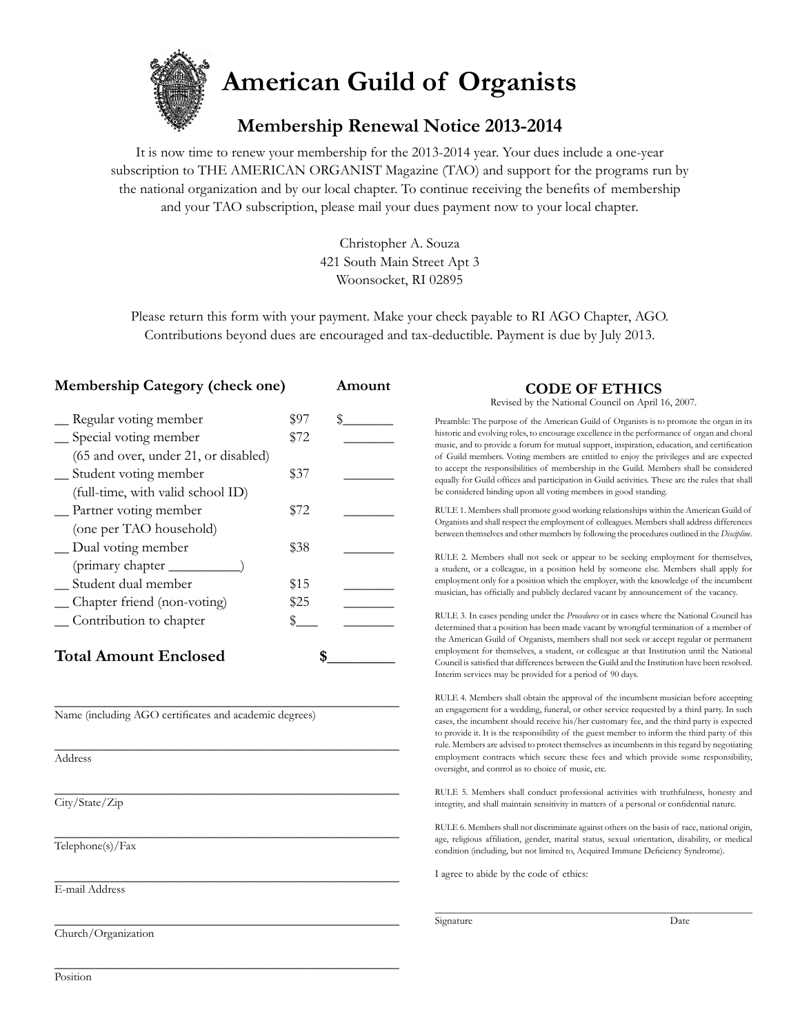# American Guild of Organists

## Membership Renewal Notice 2013-2014

It is now time to renew your membership for the 2013-2014 year. Your dues include a one-year subscription to THE AMERICAN ORGANIST Magazine (TAO) and support for the programs run by the national organization and by our local chapter. To continue receiving the benefits of membership and your TAO subscription, please mail your dues payment now to your local chapter.

Christopher A. Souza
421 South Main Street Apt 3
Woonsocket, RI 02895

Please return this form with your payment. Make your check payable to RI AGO Chapter, AGO. Contributions beyond dues are encouraged and tax-deductible. Payment is due by July 2013.

| Membership Category (check one) | | Amount |
|---|---|---|
| __ Regular voting member | $97 | $_______ |
| __ Special voting member (65 and over, under 21, or disabled) | $72 | _______ |
| __ Student voting member (full-time, with valid school ID) | $37 | _______ |
| __ Partner voting member (one per TAO household) | $72 | _______ |
| __ Dual voting member (primary chapter __________) | $38 | _______ |
| __ Student dual member | $15 | _______ |
| __ Chapter friend (non-voting) | $25 | _______ |
| __ Contribution to chapter | $___ | _______ |

**Total Amount Enclosed** $________

_______________________________________________
Name (including AGO certificates and academic degrees)

_______________________________________________
Address

_______________________________________________
City/State/Zip

_______________________________________________
Telephone(s)/Fax

_______________________________________________
E-mail Address

_______________________________________________
Church/Organization

_______________________________________________
Position

## CODE OF ETHICS

Revised by the National Council on April 16, 2007.

Preamble: The purpose of the American Guild of Organists is to promote the organ in its historic and evolving roles, to encourage excellence in the performance of organ and choral music, and to provide a forum for mutual support, inspiration, education, and certification of Guild members. Voting members are entitled to enjoy the privileges and are expected to accept the responsibilities of membership in the Guild. Members shall be considered equally for Guild offices and participation in Guild activities. These are the rules that shall be considered binding upon all voting members in good standing.

RULE 1. Members shall promote good working relationships within the American Guild of Organists and shall respect the employment of colleagues. Members shall address differences between themselves and other members by following the procedures outlined in the *Discipline*.

RULE 2. Members shall not seek or appear to be seeking employment for themselves, a student, or a colleague, in a position held by someone else. Members shall apply for employment only for a position which the employer, with the knowledge of the incumbent musician, has officially and publicly declared vacant by announcement of the vacancy.

RULE 3. In cases pending under the *Procedures* or in cases where the National Council has determined that a position has been made vacant by wrongful termination of a member of the American Guild of Organists, members shall not seek or accept regular or permanent employment for themselves, a student, or colleague at that Institution until the National Council is satisfied that differences between the Guild and the Institution have been resolved. Interim services may be provided for a period of 90 days.

RULE 4. Members shall obtain the approval of the incumbent musician before accepting an engagement for a wedding, funeral, or other service requested by a third party. In such cases, the incumbent should receive his/her customary fee, and the third party is expected to provide it. It is the responsibility of the guest member to inform the third party of this rule. Members are advised to protect themselves as incumbents in this regard by negotiating employment contracts which secure these fees and which provide some responsibility, oversight, and control as to choice of music, etc.

RULE 5. Members shall conduct professional activities with truthfulness, honesty and integrity, and shall maintain sensitivity in matters of a personal or confidential nature.

RULE 6. Members shall not discriminate against others on the basis of race, national origin, age, religious affiliation, gender, marital status, sexual orientation, disability, or medical condition (including, but not limited to, Acquired Immune Deficiency Syndrome).

I agree to abide by the code of ethics:

_______________________________________________
Signature Date